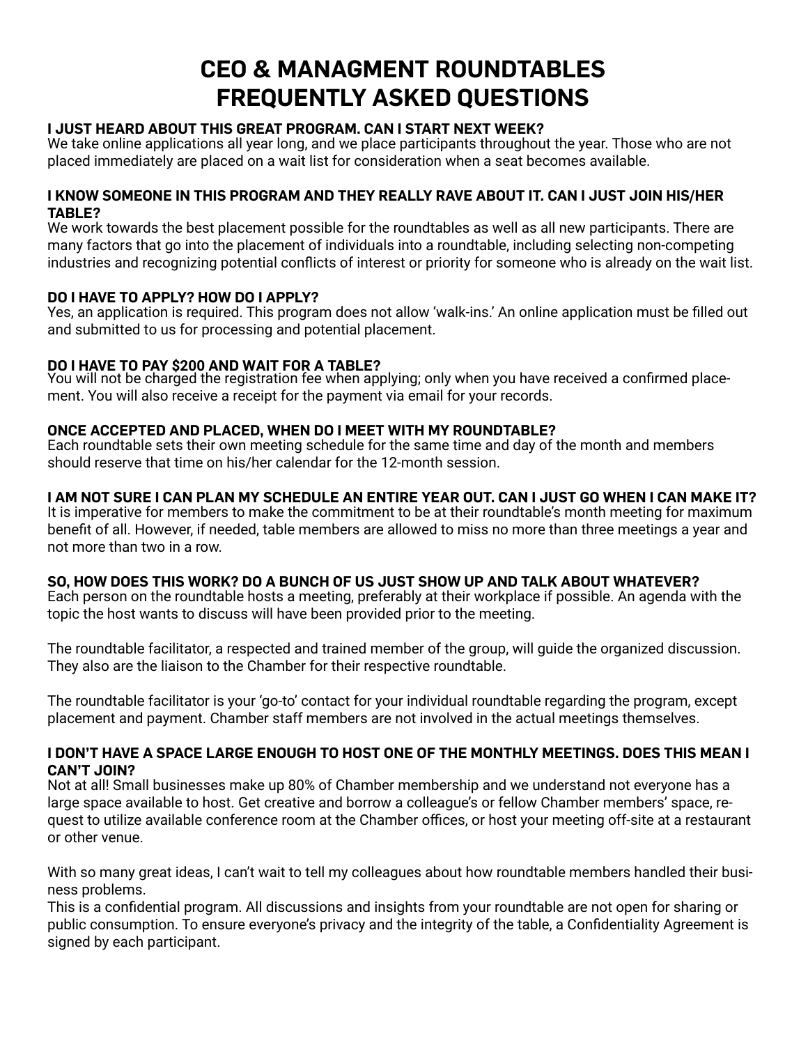# CEO & MANAGMENT ROUNDTABLES FREQUENTLY ASKED QUESTIONS

### I JUST HEARD ABOUT THIS GREAT PROGRAM. CAN I START NEXT WEEK?

We take online applications all year long, and we place participants throughout the year. Those who are not placed immediately are placed on a wait list for consideration when a seat becomes available.

### I KNOW SOMEONE IN THIS PROGRAM AND THEY REALLY RAVE ABOUT IT. CAN I JUST JOIN HIS/HER TABLE?

We work towards the best placement possible for the roundtables as well as all new participants. There are many factors that go into the placement of individuals into a roundtable, including selecting non-competing industries and recognizing potential conflicts of interest or priority for someone who is already on the wait list.

### DO I HAVE TO APPLY? HOW DO I APPLY?

Yes, an application is required. This program does not allow 'walk-ins.' An online application must be filled out and submitted to us for processing and potential placement.

### DO I HAVE TO PAY $200 AND WAIT FOR A TABLE?

You will not be charged the registration fee when applying; only when you have received a confirmed placement. You will also receive a receipt for the payment via email for your records.

### ONCE ACCEPTED AND PLACED, WHEN DO I MEET WITH MY ROUNDTABLE?

Each roundtable sets their own meeting schedule for the same time and day of the month and members should reserve that time on his/her calendar for the 12-month session.

### I AM NOT SURE I CAN PLAN MY SCHEDULE AN ENTIRE YEAR OUT. CAN I JUST GO WHEN I CAN MAKE IT?

It is imperative for members to make the commitment to be at their roundtable's month meeting for maximum benefit of all. However, if needed, table members are allowed to miss no more than three meetings a year and not more than two in a row.

### SO, HOW DOES THIS WORK? DO A BUNCH OF US JUST SHOW UP AND TALK ABOUT WHATEVER?

Each person on the roundtable hosts a meeting, preferably at their workplace if possible. An agenda with the topic the host wants to discuss will have been provided prior to the meeting.

The roundtable facilitator, a respected and trained member of the group, will guide the organized discussion. They also are the liaison to the Chamber for their respective roundtable.

The roundtable facilitator is your 'go-to' contact for your individual roundtable regarding the program, except placement and payment. Chamber staff members are not involved in the actual meetings themselves.

### I DON'T HAVE A SPACE LARGE ENOUGH TO HOST ONE OF THE MONTHLY MEETINGS. DOES THIS MEAN I CAN'T JOIN?

Not at all! Small businesses make up 80% of Chamber membership and we understand not everyone has a large space available to host. Get creative and borrow a colleague's or fellow Chamber members' space, request to utilize available conference room at the Chamber offices, or host your meeting off-site at a restaurant or other venue.

With so many great ideas, I can't wait to tell my colleagues about how roundtable members handled their business problems.

This is a confidential program. All discussions and insights from your roundtable are not open for sharing or public consumption. To ensure everyone's privacy and the integrity of the table, a Confidentiality Agreement is signed by each participant.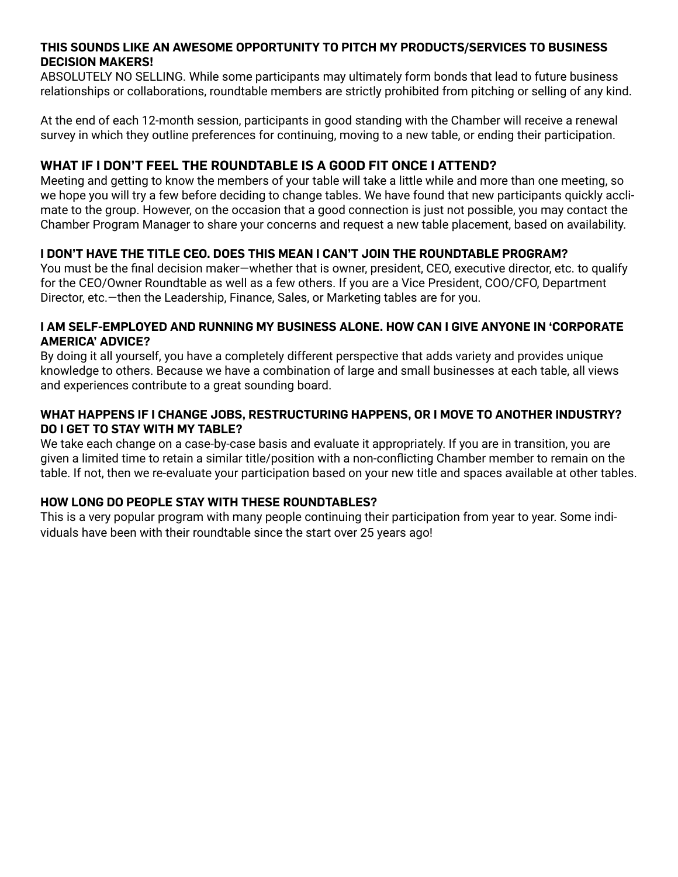### THIS SOUNDS LIKE AN AWESOME OPPORTUNITY TO PITCH MY PRODUCTS/SERVICES TO BUSINESS DECISION MAKERS!

ABSOLUTELY NO SELLING. While some participants may ultimately form bonds that lead to future business relationships or collaborations, roundtable members are strictly prohibited from pitching or selling of any kind.

At the end of each 12-month session, participants in good standing with the Chamber will receive a renewal survey in which they outline preferences for continuing, moving to a new table, or ending their participation.

## WHAT IF I DON'T FEEL THE ROUNDTABLE IS A GOOD FIT ONCE I ATTEND?

Meeting and getting to know the members of your table will take a little while and more than one meeting, so we hope you will try a few before deciding to change tables. We have found that new participants quickly acclimate to the group. However, on the occasion that a good connection is just not possible, you may contact the Chamber Program Manager to share your concerns and request a new table placement, based on availability.

### I DON'T HAVE THE TITLE CEO. DOES THIS MEAN I CAN'T JOIN THE ROUNDTABLE PROGRAM?

You must be the final decision maker—whether that is owner, president, CEO, executive director, etc. to qualify for the CEO/Owner Roundtable as well as a few others. If you are a Vice President, COO/CFO, Department Director, etc.—then the Leadership, Finance, Sales, or Marketing tables are for you.

### I AM SELF-EMPLOYED AND RUNNING MY BUSINESS ALONE. HOW CAN I GIVE ANYONE IN 'CORPORATE AMERICA' ADVICE?

By doing it all yourself, you have a completely different perspective that adds variety and provides unique knowledge to others. Because we have a combination of large and small businesses at each table, all views and experiences contribute to a great sounding board.

### WHAT HAPPENS IF I CHANGE JOBS, RESTRUCTURING HAPPENS, OR I MOVE TO ANOTHER INDUSTRY? DO I GET TO STAY WITH MY TABLE?

We take each change on a case-by-case basis and evaluate it appropriately. If you are in transition, you are given a limited time to retain a similar title/position with a non-conflicting Chamber member to remain on the table. If not, then we re-evaluate your participation based on your new title and spaces available at other tables.

### HOW LONG DO PEOPLE STAY WITH THESE ROUNDTABLES?

This is a very popular program with many people continuing their participation from year to year. Some individuals have been with their roundtable since the start over 25 years ago!